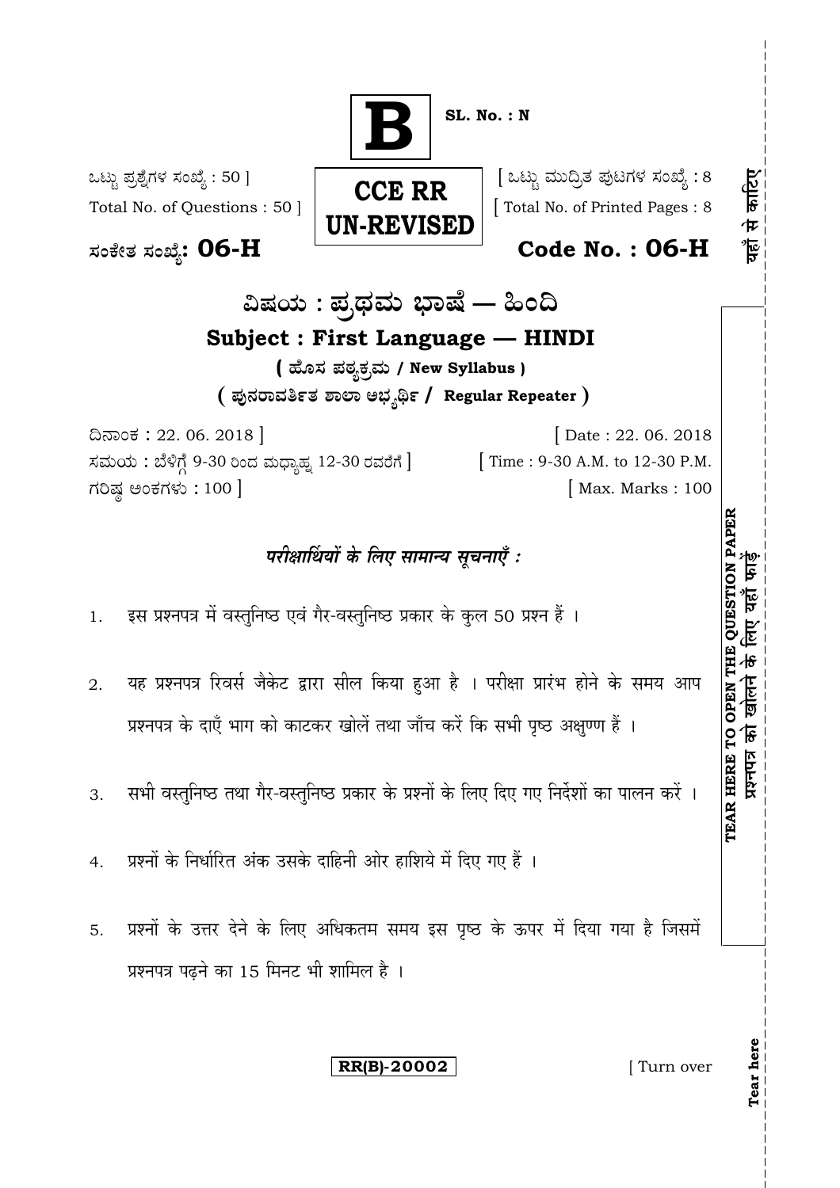**B**

**SL. No. : N**

ಒಟ್ಟು ಪ್ರಶ್ನೆಗಳ ಸಂಖ್ಯೆ : 50 ]
Total No. of Questions : 50 ]

**CCE RR**
**UN-REVISED**

[ ಒಟ್ಟು ಮುದ್ರಿತ ಪುಟಗಳ ಸಂಖ್ಯೆ : 8
[ Total No. of Printed Pages : 8

ಸಂಕೇತ ಸಂಖ್ಯೆ: **06-H**

**Code No. : 06-H**

यहाँ से काटिए

# ವಿಷಯ : ಪ್ರಥಮ ಭಾಷೆ — ಹಿಂದಿ

## Subject : First Language — HINDI

**( ಹೊಸ ಪಠ್ಯಕ್ರಮ / New Syllabus )**

**( ಪುನರಾವರ್ತಿತ ಶಾಲಾ ಅಭ್ಯರ್ಥಿ / Regular Repeater )**

ದಿನಾಂಕ : 22. 06. 2018 ]
ಸಮಯ : ಬೆಳಿಗ್ಗೆ 9-30 ರಿಂದ ಮಧ್ಯಾಹ್ನ 12-30 ರವರೆಗೆ ]
ಗರಿಷ್ಠ ಅಂಕಗಳು : 100 ]

[ Date : 22. 06. 2018
[ Time : 9-30 A.M. to 12-30 P.M.
[ Max. Marks : 100

***परीक्षार्थियों के लिए सामान्य सूचनाएँ :***

1. इस प्रश्नपत्र में वस्तुनिष्ठ एवं गैर-वस्तुनिष्ठ प्रकार के कुल 50 प्रश्न हैं ।

2. यह प्रश्नपत्र रिवर्स जैकेट द्वारा सील किया हुआ है । परीक्षा प्रारंभ होने के समय आप प्रश्नपत्र के दाएँ भाग को काटकर खोलें तथा जाँच करें कि सभी पृष्ठ अक्षुण्ण हैं ।

3. सभी वस्तुनिष्ठ तथा गैर-वस्तुनिष्ठ प्रकार के प्रश्नों के लिए दिए गए निर्देशों का पालन करें ।

4. प्रश्नों के निर्धारित अंक उसके दाहिनी ओर हाशिये में दिए गए हैं ।

5. प्रश्नों के उत्तर देने के लिए अधिकतम समय इस पृष्ठ के ऊपर में दिया गया है जिसमें प्रश्नपत्र पढ़ने का 15 मिनट भी शामिल है ।

**TEAR HERE TO OPEN THE QUESTION PAPER**
**प्रश्नपत्र को खोलने के लिए यहाँ फाड़ें**

**RR(B)-20002**

[ Turn over

**Tear here**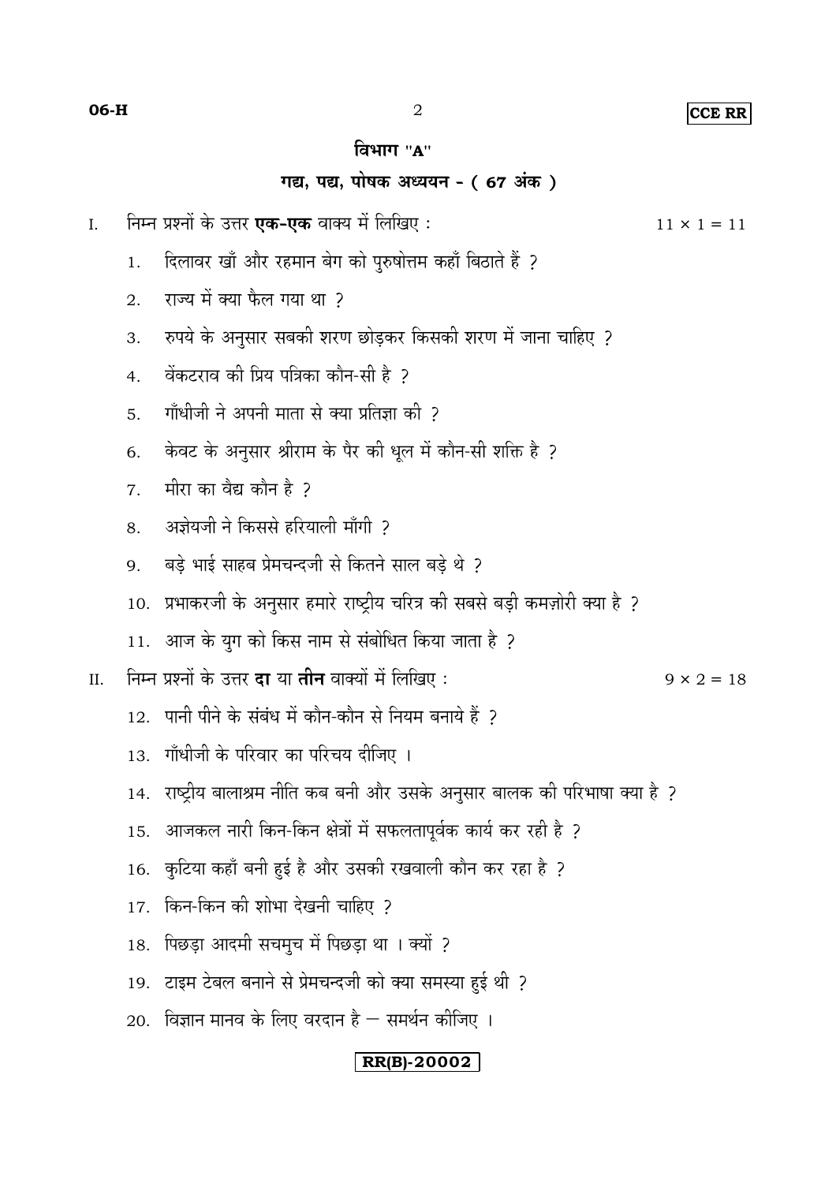## विभाग "A"

### गद्य, पद्य, पोषक अध्ययन - ( 67 अंक )

I. निम्न प्रश्नों के उत्तर **एक-एक** वाक्य में लिखिए : $11 \times 1 = 11$

1. दिलावर खाँ और रहमान बेग को पुरुषोत्तम कहाँ बिठाते हैं ?
2. राज्य में क्या फैल गया था ?
3. रुपये के अनुसार सबकी शरण छोड़कर किसकी शरण में जाना चाहिए ?
4. वेंकटराव की प्रिय पत्रिका कौन-सी है ?
5. गाँधीजी ने अपनी माता से क्या प्रतिज्ञा की ?
6. केवट के अनुसार श्रीराम के पैर की धूल में कौन-सी शक्ति है ?
7. मीरा का वैद्य कौन है ?
8. अज्ञेयजी ने किससे हरियाली माँगी ?
9. बड़े भाई साहब प्रेमचन्दजी से कितने साल बड़े थे ?
10. प्रभाकरजी के अनुसार हमारे राष्ट्रीय चरित्र की सबसे बड़ी कमज़ोरी क्या है ?
11. आज के युग को किस नाम से संबोधित किया जाता है ?

II. निम्न प्रश्नों के उत्तर **दा** या **तीन** वाक्यों में लिखिए : $9 \times 2 = 18$

12. पानी पीने के संबंध में कौन-कौन से नियम बनाये हैं ?
13. गाँधीजी के परिवार का परिचय दीजिए ।
14. राष्ट्रीय बालाश्रम नीति कब बनी और उसके अनुसार बालक की परिभाषा क्या है ?
15. आजकल नारी किन-किन क्षेत्रों में सफलतापूर्वक कार्य कर रही है ?
16. कुटिया कहाँ बनी हुई है और उसकी रखवाली कौन कर रहा है ?
17. किन-किन की शोभा देखनी चाहिए ?
18. पिछड़ा आदमी सचमुच में पिछड़ा था । क्यों ?
19. टाइम टेबल बनाने से प्रेमचन्दजी को क्या समस्या हुई थी ?
20. विज्ञान मानव के लिए वरदान है — समर्थन कीजिए ।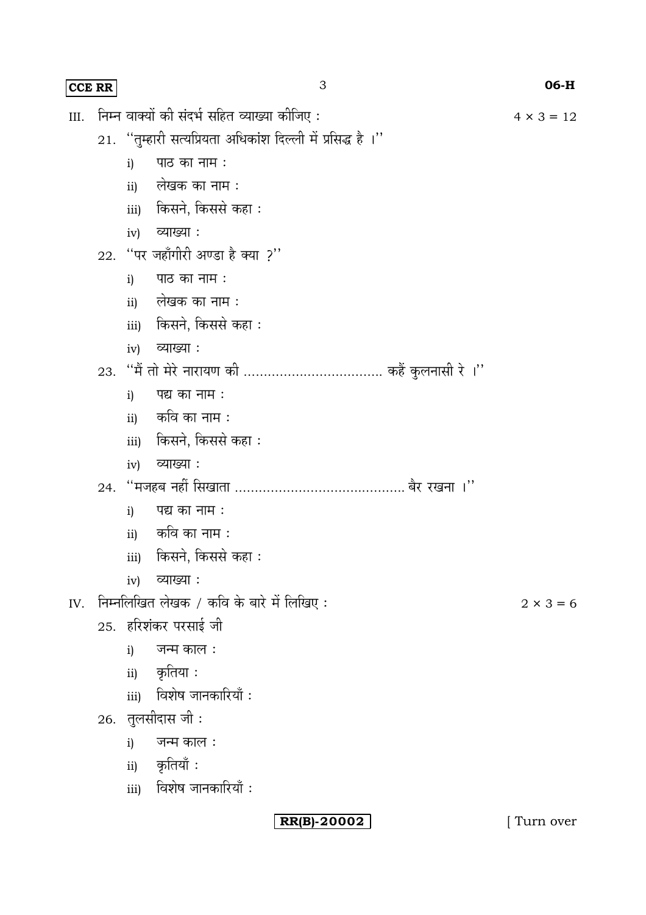III. निम्न वाक्यों की संदर्भ सहित व्याख्या कीजिए : $4 \times 3 = 12$

21. "तुम्हारी सत्यप्रियता अधिकांश दिल्ली में प्रसिद्ध है ।"
   - i) पाठ का नाम :
   - ii) लेखक का नाम :
   - iii) किसने, किससे कहा :
   - iv) व्याख्या :

22. "पर जहाँगीरी अण्डा है क्या ?"
   - i) पाठ का नाम :
   - ii) लेखक का नाम :
   - iii) किसने, किससे कहा :
   - iv) व्याख्या :

23. "मैं तो मेरे नारायण की ................................ कहैं कुलनासी रे ।"
   - i) पद्य का नाम :
   - ii) कवि का नाम :
   - iii) किसने, किससे कहा :
   - iv) व्याख्या :

24. "मजहब नहीं सिखाता ........................................ बैर रखना ।"
   - i) पद्य का नाम :
   - ii) कवि का नाम :
   - iii) किसने, किससे कहा :
   - iv) व्याख्या :

IV. निम्नलिखित लेखक / कवि के बारे में लिखिए : $2 \times 3 = 6$

25. हरिशंकर परसाई जी
   - i) जन्म काल :
   - ii) कृतिया :
   - iii) विशेष जानकारियाँ :

26. तुलसीदास जी :
   - i) जन्म काल :
   - ii) कृतियाँ :
   - iii) विशेष जानकारियाँ :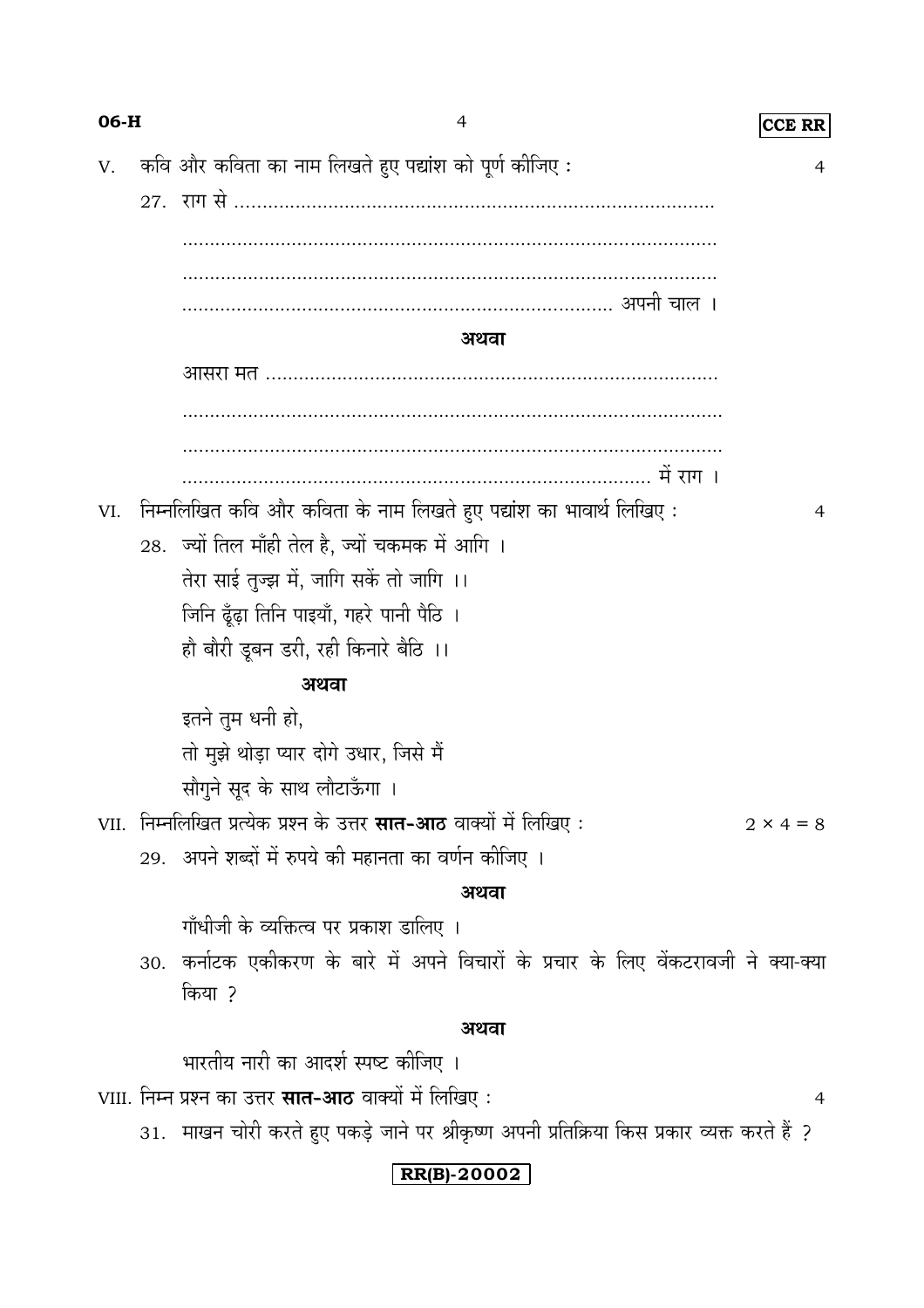V. कवि और कविता का नाम लिखते हुए पद्यांश को पूर्ण कीजिए : 4

27. राग से ..........................................................................................

..........................................................................................

..........................................................................................

.................................................................................. अपनी चाल ।

**अथवा**

आसरा मत ..........................................................................................

..........................................................................................

..........................................................................................

.................................................................................. में राग ।

VI. निम्नलिखित कवि और कविता के नाम लिखते हुए पद्यांश का भावार्थ लिखिए : 4

28. ज्यों तिल माँही तेल है, ज्यों चकमक में आगि ।
तेरा साई तुज्झ में, जागि सकें तो जागि ।।
जिनि ढूँढ़ा तिनि पाइयाँ, गहरे पानी पैठि ।
हौ बौरी डूबन डरी, रही किनारे बैठि ।।

**अथवा**

इतने तुम धनी हो,
तो मुझे थोड़ा प्यार दोगे उधार, जिसे मैं
सौगुने सूद के साथ लौटाऊँगा ।

VII. निम्नलिखित प्रत्येक प्रश्न के उत्तर **सात-आठ** वाक्यों में लिखिए : $2 \times 4 = 8$

29. अपने शब्दों में रुपये की महानता का वर्णन कीजिए ।

**अथवा**

गाँधीजी के व्यक्तित्व पर प्रकाश डालिए ।

30. कर्नाटक एकीकरण के बारे में अपने विचारों के प्रचार के लिए वेंकटरावजी ने क्या-क्या किया ?

**अथवा**

भारतीय नारी का आदर्श स्पष्ट कीजिए ।

VIII. निम्न प्रश्न का उत्तर **सात-आठ** वाक्यों में लिखिए : 4

31. माखन चोरी करते हुए पकड़े जाने पर श्रीकृष्ण अपनी प्रतिक्रिया किस प्रकार व्यक्त करते हैं ?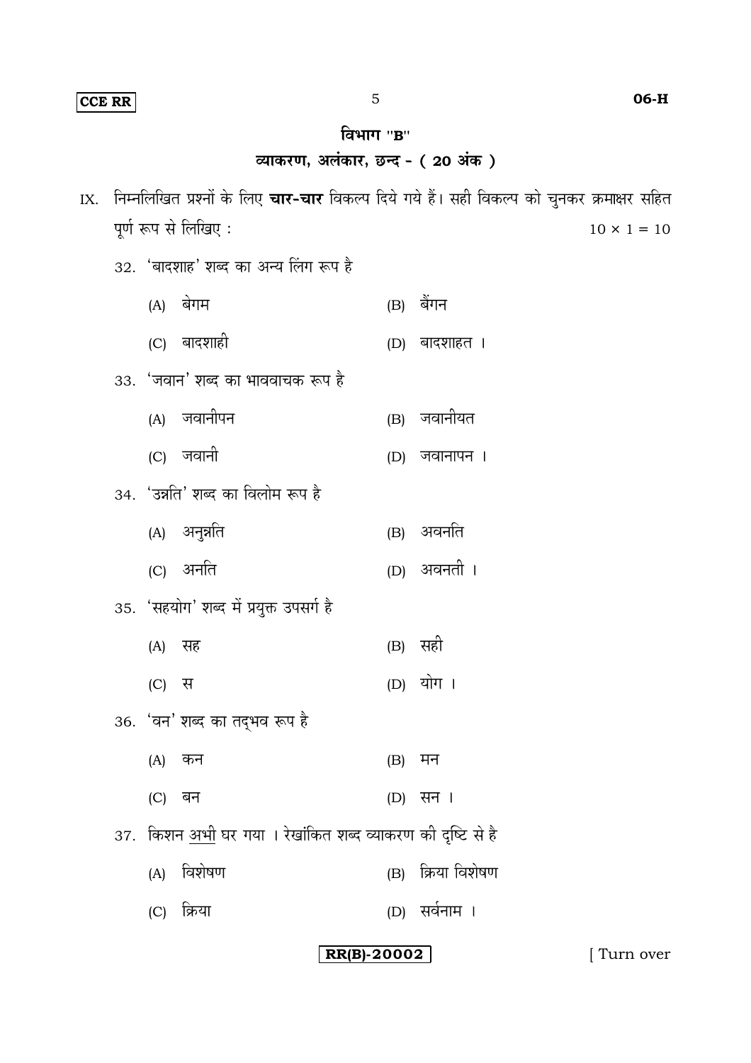## विभाग "B"

### व्याकरण, अलंकार, छन्द - ( 20 अंक )

IX. निम्नलिखित प्रश्नों के लिए **चार-चार** विकल्प दिये गये हैं। सही विकल्प को चुनकर क्रमाक्षर सहित पूर्ण रूप से लिखिए : $10 \times 1 = 10$

32. 'बादशाह' शब्द का अन्य लिंग रूप है

    (A) बेगम
    (B) बैंगन
    (C) बादशाही
    (D) बादशाहत ।

33. 'जवान' शब्द का भाववाचक रूप है

    (A) जवानीपन
    (B) जवानीयत
    (C) जवानी
    (D) जवानापन ।

34. 'उन्नति' शब्द का विलोम रूप है

    (A) अनुन्नति
    (B) अवनति
    (C) अनति
    (D) अवनती ।

35. 'सहयोग' शब्द में प्रयुक्त उपसर्ग है

    (A) सह
    (B) सही
    (C) स
    (D) योग ।

36. 'वन' शब्द का तद्भव रूप है

    (A) कन
    (B) मन
    (C) बन
    (D) सन ।

37. किशन <u>अभी</u> घर गया । रेखांकित शब्द व्याकरण की दृष्टि से है

    (A) विशेषण
    (B) क्रिया विशेषण
    (C) क्रिया
    (D) सर्वनाम ।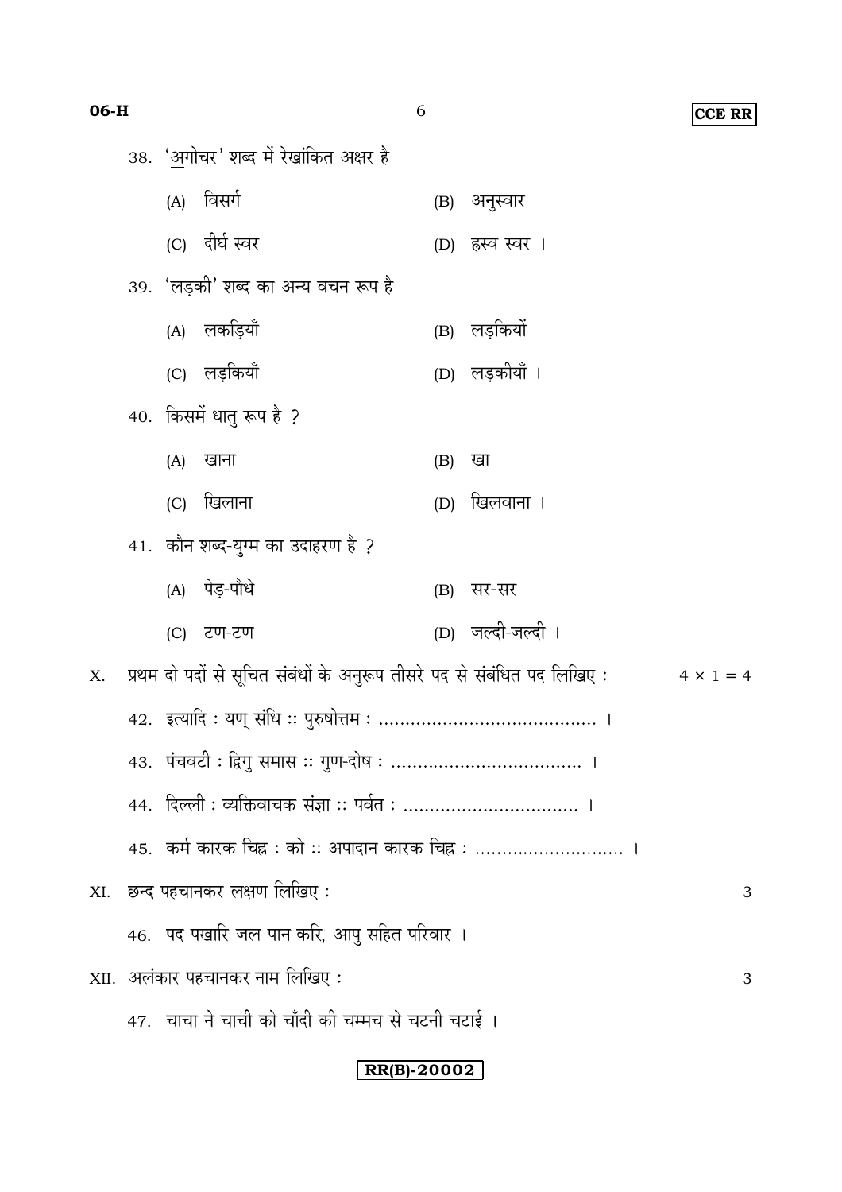38. '<u>अ</u>गोचर' शब्द में रेखांकित अक्षर है

(A) विसर्ग
(B) अनुस्वार
(C) दीर्घ स्वर
(D) ह्रस्व स्वर ।

39. 'लड़की' शब्द का अन्य वचन रूप है

(A) लकड़ियाँ
(B) लड़कियों
(C) लड़कियाँ
(D) लड़कीयाँ ।

40. किसमें धातु रूप है ?

(A) खाना
(B) खा
(C) खिलाना
(D) खिलवाना ।

41. कौन शब्द-युग्म का उदाहरण है ?

(A) पेड़-पौधे
(B) सर-सर
(C) टण-टण
(D) जल्दी-जल्दी ।

X. प्रथम दो पदों से सूचित संबंधों के अनुरूप तीसरे पद से संबंधित पद लिखिए : $4 \times 1 = 4$

42. इत्यादि : यण् संधि :: पुरुषोत्तम : ........................................ ।

43. पंचवटी : द्विगु समास :: गुण-दोष : ................................... ।

44. दिल्ली : व्यक्तिवाचक संज्ञा :: पर्वत : ................................ ।

45. कर्म कारक चिह्न : को :: अपादान कारक चिह्न : ............................ ।

XI. छन्द पहचानकर लक्षण लिखिए : 3

46. पद पखारि जल पान करि, आपु सहित परिवार ।

XII. अलंकार पहचानकर नाम लिखिए : 3

47. चाचा ने चाची को चाँदी की चम्मच से चटनी चटाई ।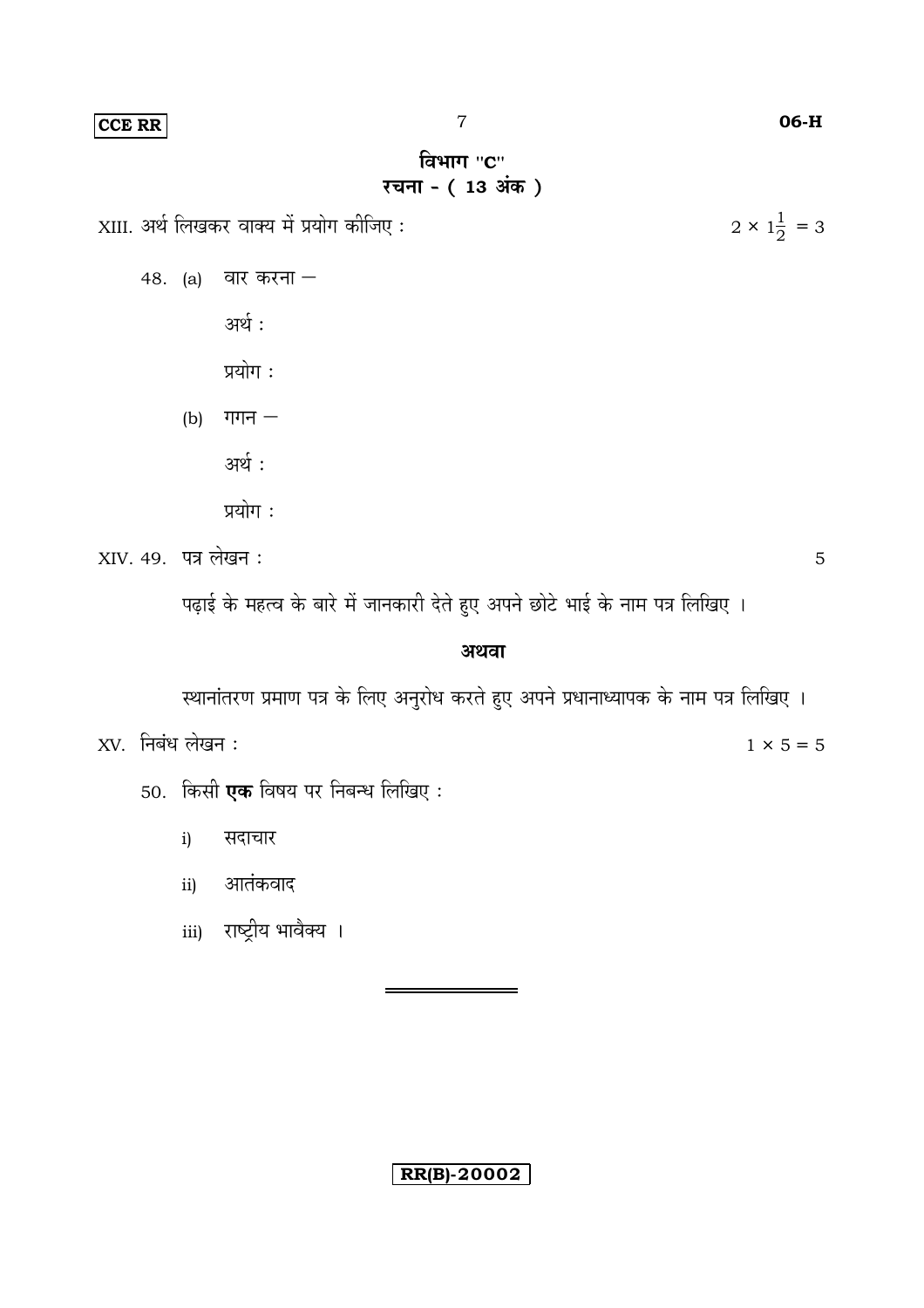## विभाग "C"
## रचना - ( 13 अंक )

XIII. अर्थ लिखकर वाक्य में प्रयोग कीजिए : $2 \times 1\frac{1}{2} = 3$

48. (a) वार करना –

    अर्थ :

    प्रयोग :

    (b) गगन –

    अर्थ :

    प्रयोग :

XIV. 49. पत्र लेखन : 5

पढ़ाई के महत्व के बारे में जानकारी देते हुए अपने छोटे भाई के नाम पत्र लिखिए ।

**अथवा**

स्थानांतरण प्रमाण पत्र के लिए अनुरोध करते हुए अपने प्रधानाध्यापक के नाम पत्र लिखिए ।

XV. निबंध लेखन : $1 \times 5 = 5$

50. किसी **एक** विषय पर निबन्ध लिखिए :

    i) सदाचार

    ii) आतंकवाद

    iii) राष्ट्रीय भावैक्य ।